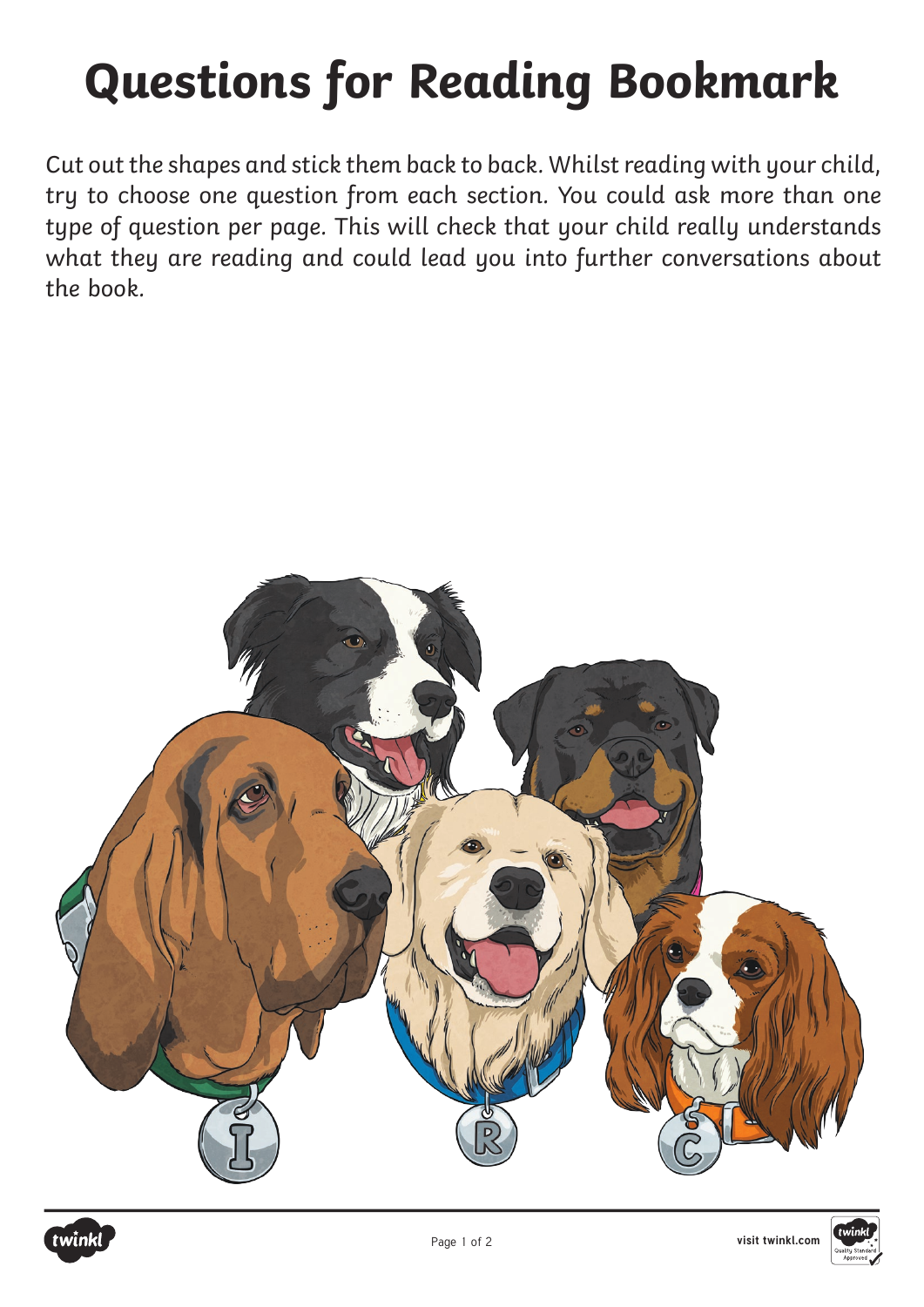# Questions for Reading Bookmark

Cut out the shapes and stick them back to back. Whilst reading with your child, try to choose one question from each section. You could ask more than one type of question per page. This will check that your child really understands what they are reading and could lead you into further conversations about the book.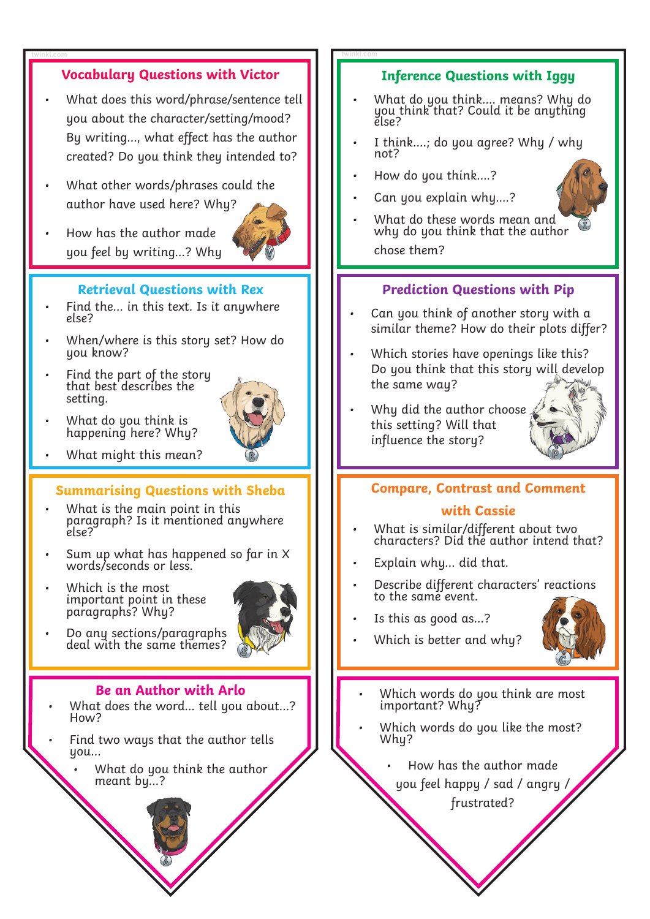## Vocabulary Questions with Victor

- What does this word/phrase/sentence tell you about the character/setting/mood? By writing..., what effect has the author created? Do you think they intended to?
- What other words/phrases could the author have used here? Why?
- How has the author made you feel by writing...? Why

## Retrieval Questions with Rex

- Find the... in this text. Is it anywhere else?
- When/where is this story set? How do you know?
- Find the part of the story that best describes the setting.
- What do you think is happening here? Why?
- What might this mean?

## Summarising Questions with Sheba

- What is the main point in this paragraph? Is it mentioned anywhere else?
- Sum up what has happened so far in X words/seconds or less.
- Which is the most important point in these paragraphs? Why?
- Do any sections/paragraphs deal with the same themes?

## Be an Author with Arlo

- What does the word... tell you about...? How?
- Find two ways that the author tells you...
  - What do you think the author meant by...?

## Inference Questions with Iggy

- What do you think.... means? Why do you think that? Could it be anything else?
- I think....; do you agree? Why / why not?
- How do you think....?
- Can you explain why....?
- What do these words mean and why do you think that the author chose them?

## Prediction Questions with Pip

- Can you think of another story with a similar theme? How do their plots differ?
- Which stories have openings like this? Do you think that this story will develop the same way?
- Why did the author choose this setting? Will that influence the story?

## Compare, Contrast and Comment with Cassie

- What is similar/different about two characters? Did the author intend that?
- Explain why... did that.
- Describe different characters' reactions to the same event.
- Is this as good as...?
- Which is better and why?

- Which words do you think are most important? Why?
- Which words do you like the most? Why?
  - How has the author made you feel happy / sad / angry / frustrated?